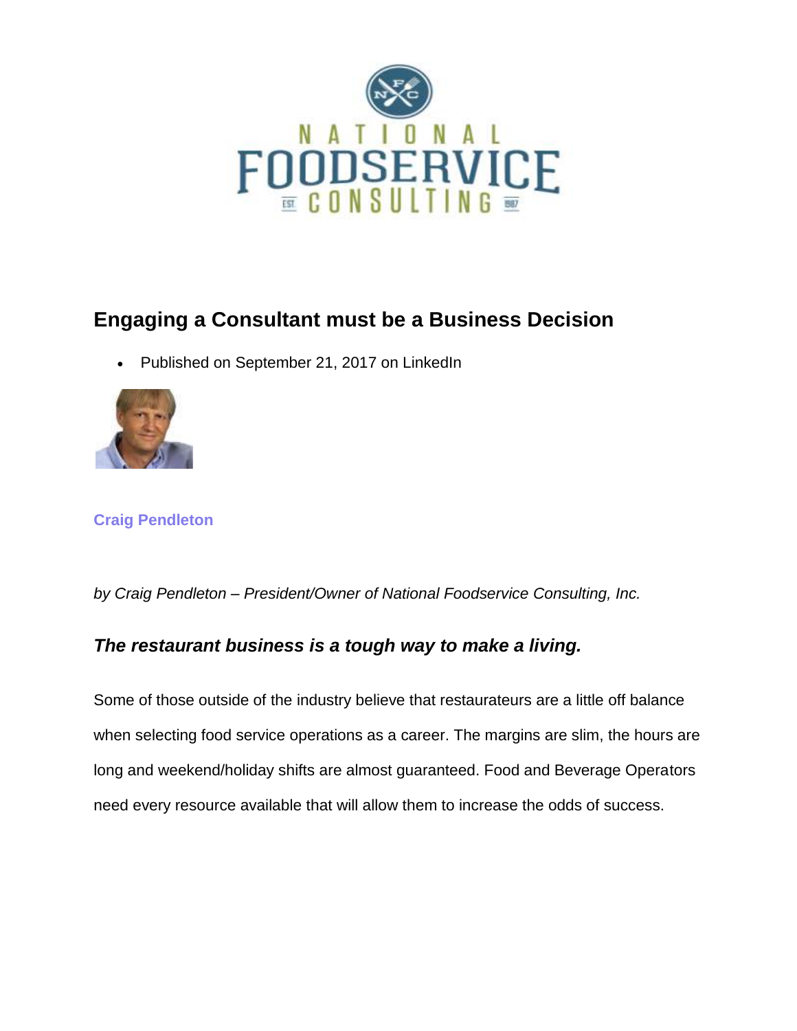# Engaging a Consultant must be a Business Decision

- Published on September 21, 2017 on LinkedIn

**Craig Pendleton**

*by Craig Pendleton – President/Owner of National Foodservice Consulting, Inc.*

## ***The restaurant business is a tough way to make a living.***

Some of those outside of the industry believe that restaurateurs are a little off balance when selecting food service operations as a career. The margins are slim, the hours are long and weekend/holiday shifts are almost guaranteed. Food and Beverage Operators need every resource available that will allow them to increase the odds of success.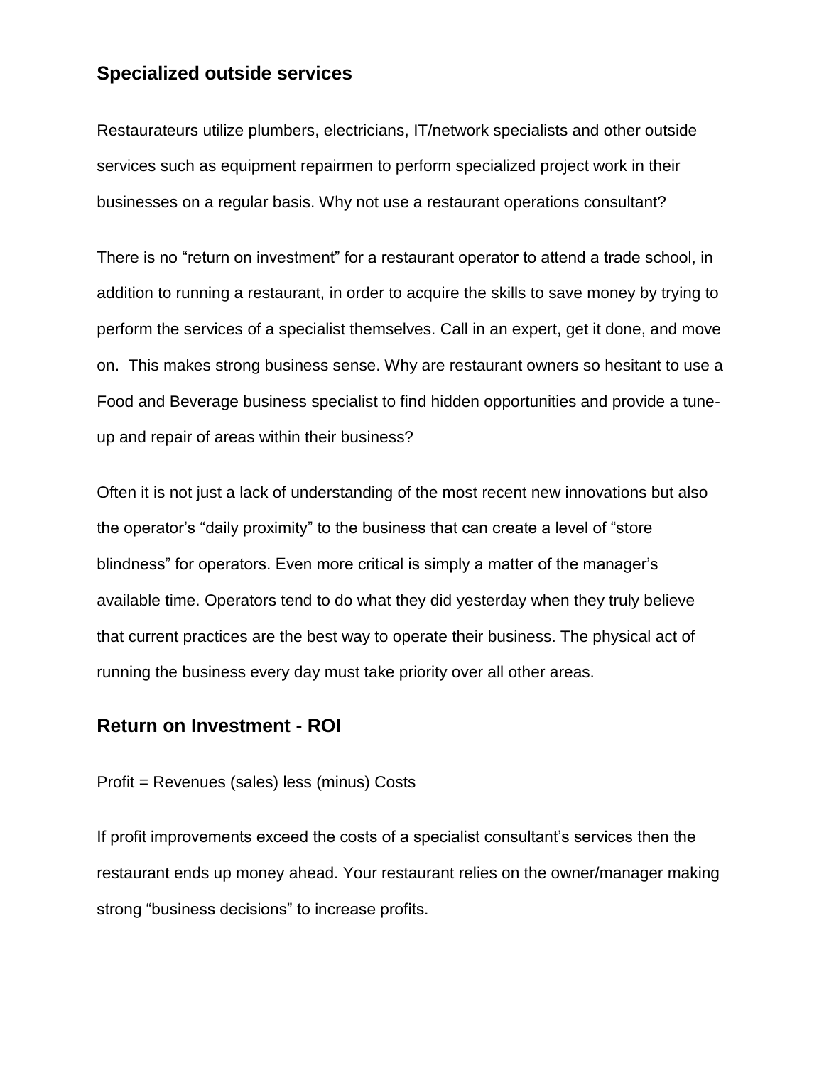## Specialized outside services

Restaurateurs utilize plumbers, electricians, IT/network specialists and other outside services such as equipment repairmen to perform specialized project work in their businesses on a regular basis. Why not use a restaurant operations consultant?

There is no "return on investment" for a restaurant operator to attend a trade school, in addition to running a restaurant, in order to acquire the skills to save money by trying to perform the services of a specialist themselves. Call in an expert, get it done, and move on.  This makes strong business sense. Why are restaurant owners so hesitant to use a Food and Beverage business specialist to find hidden opportunities and provide a tune-up and repair of areas within their business?

Often it is not just a lack of understanding of the most recent new innovations but also the operator's "daily proximity" to the business that can create a level of "store blindness" for operators. Even more critical is simply a matter of the manager's available time. Operators tend to do what they did yesterday when they truly believe that current practices are the best way to operate their business. The physical act of running the business every day must take priority over all other areas.

## Return on Investment - ROI

Profit = Revenues (sales) less (minus) Costs

If profit improvements exceed the costs of a specialist consultant's services then the restaurant ends up money ahead. Your restaurant relies on the owner/manager making strong "business decisions" to increase profits.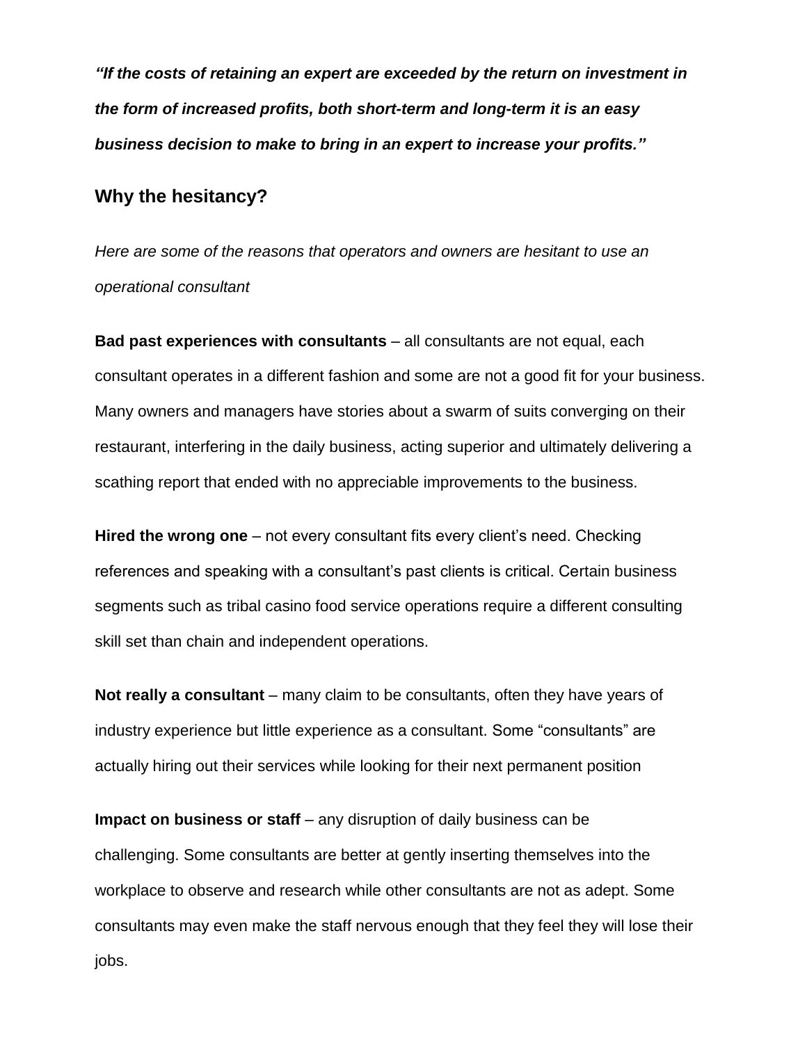***"If the costs of retaining an expert are exceeded by the return on investment in the form of increased profits, both short-term and long-term it is an easy business decision to make to bring in an expert to increase your profits."***

## Why the hesitancy?

*Here are some of the reasons that operators and owners are hesitant to use an operational consultant*

**Bad past experiences with consultants** – all consultants are not equal, each consultant operates in a different fashion and some are not a good fit for your business. Many owners and managers have stories about a swarm of suits converging on their restaurant, interfering in the daily business, acting superior and ultimately delivering a scathing report that ended with no appreciable improvements to the business.

**Hired the wrong one** – not every consultant fits every client's need. Checking references and speaking with a consultant's past clients is critical. Certain business segments such as tribal casino food service operations require a different consulting skill set than chain and independent operations.

**Not really a consultant** – many claim to be consultants, often they have years of industry experience but little experience as a consultant. Some "consultants" are actually hiring out their services while looking for their next permanent position

**Impact on business or staff** – any disruption of daily business can be challenging. Some consultants are better at gently inserting themselves into the workplace to observe and research while other consultants are not as adept. Some consultants may even make the staff nervous enough that they feel they will lose their jobs.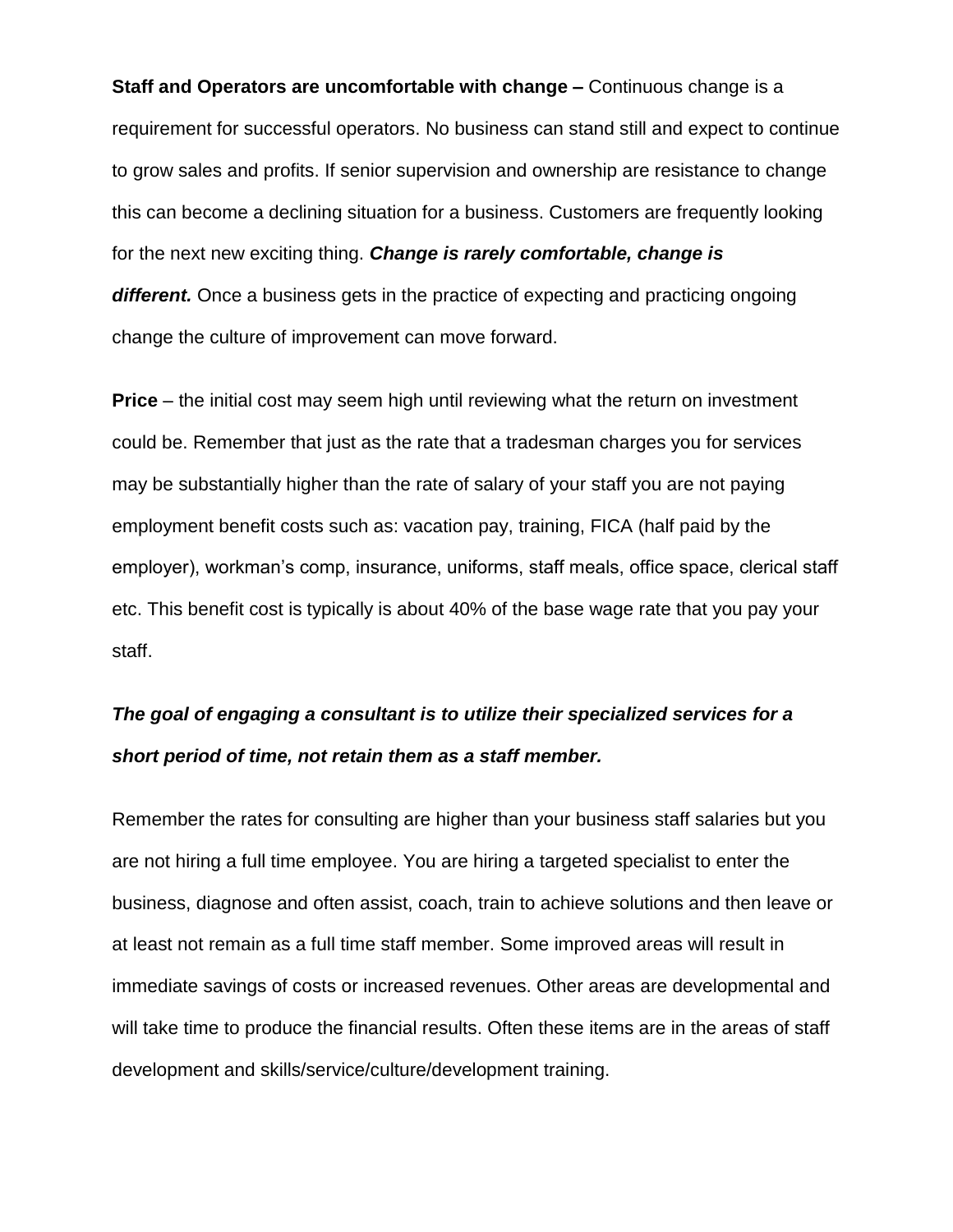**Staff and Operators are uncomfortable with change –** Continuous change is a requirement for successful operators. No business can stand still and expect to continue to grow sales and profits. If senior supervision and ownership are resistance to change this can become a declining situation for a business. Customers are frequently looking for the next new exciting thing. ***Change is rarely comfortable, change is different.*** Once a business gets in the practice of expecting and practicing ongoing change the culture of improvement can move forward.

**Price** – the initial cost may seem high until reviewing what the return on investment could be. Remember that just as the rate that a tradesman charges you for services may be substantially higher than the rate of salary of your staff you are not paying employment benefit costs such as: vacation pay, training, FICA (half paid by the employer), workman's comp, insurance, uniforms, staff meals, office space, clerical staff etc. This benefit cost is typically is about 40% of the base wage rate that you pay your staff.

***The goal of engaging a consultant is to utilize their specialized services for a short period of time, not retain them as a staff member.***

Remember the rates for consulting are higher than your business staff salaries but you are not hiring a full time employee. You are hiring a targeted specialist to enter the business, diagnose and often assist, coach, train to achieve solutions and then leave or at least not remain as a full time staff member. Some improved areas will result in immediate savings of costs or increased revenues. Other areas are developmental and will take time to produce the financial results. Often these items are in the areas of staff development and skills/service/culture/development training.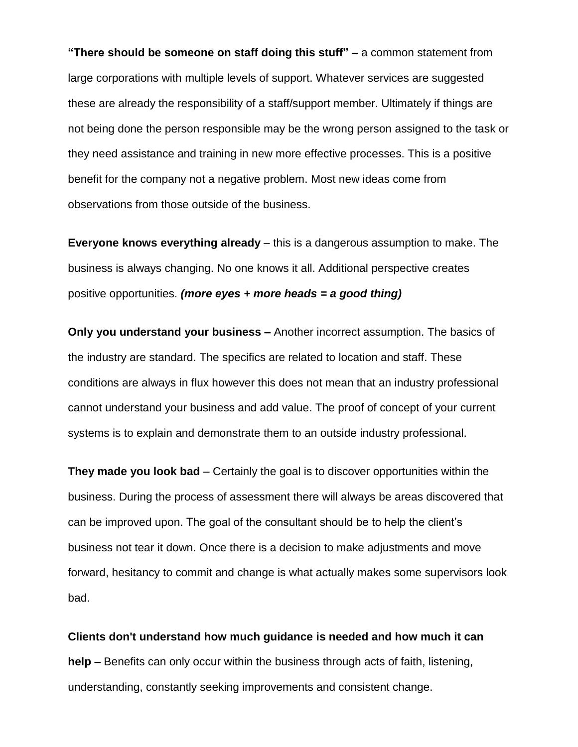**“There should be someone on staff doing this stuff” –** a common statement from large corporations with multiple levels of support. Whatever services are suggested these are already the responsibility of a staff/support member. Ultimately if things are not being done the person responsible may be the wrong person assigned to the task or they need assistance and training in new more effective processes. This is a positive benefit for the company not a negative problem. Most new ideas come from observations from those outside of the business.

**Everyone knows everything already** – this is a dangerous assumption to make. The business is always changing. No one knows it all. Additional perspective creates positive opportunities. ***(more eyes + more heads = a good thing)***

**Only you understand your business –** Another incorrect assumption. The basics of the industry are standard. The specifics are related to location and staff. These conditions are always in flux however this does not mean that an industry professional cannot understand your business and add value. The proof of concept of your current systems is to explain and demonstrate them to an outside industry professional.

**They made you look bad** – Certainly the goal is to discover opportunities within the business. During the process of assessment there will always be areas discovered that can be improved upon. The goal of the consultant should be to help the client’s business not tear it down. Once there is a decision to make adjustments and move forward, hesitancy to commit and change is what actually makes some supervisors look bad.

**Clients don't understand how much guidance is needed and how much it can help –** Benefits can only occur within the business through acts of faith, listening, understanding, constantly seeking improvements and consistent change.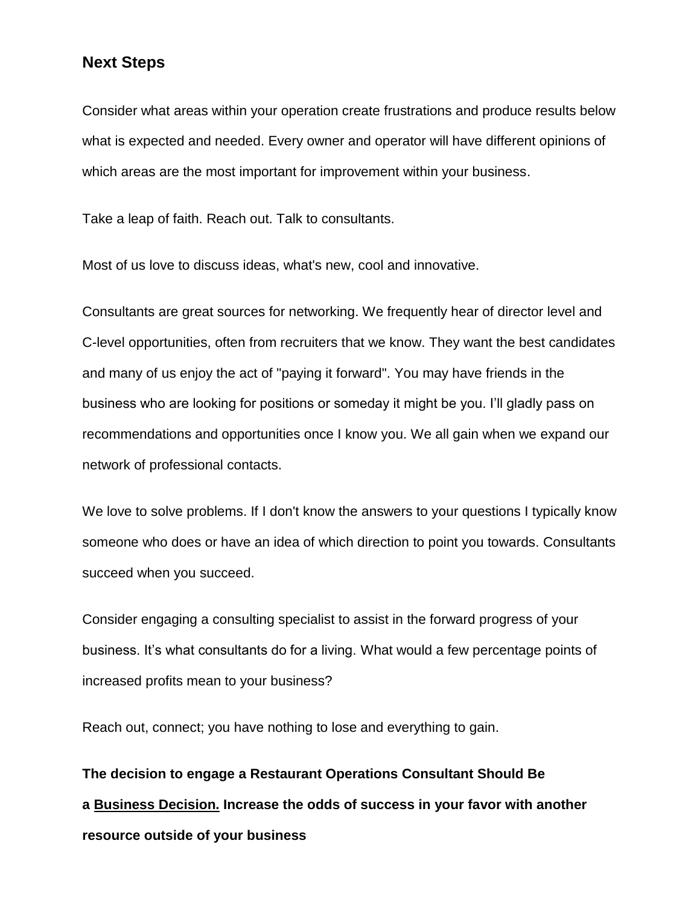## Next Steps

Consider what areas within your operation create frustrations and produce results below what is expected and needed. Every owner and operator will have different opinions of which areas are the most important for improvement within your business.

Take a leap of faith. Reach out. Talk to consultants.

Most of us love to discuss ideas, what's new, cool and innovative.

Consultants are great sources for networking. We frequently hear of director level and C-level opportunities, often from recruiters that we know. They want the best candidates and many of us enjoy the act of "paying it forward". You may have friends in the business who are looking for positions or someday it might be you. I'll gladly pass on recommendations and opportunities once I know you. We all gain when we expand our network of professional contacts.

We love to solve problems. If I don't know the answers to your questions I typically know someone who does or have an idea of which direction to point you towards. Consultants succeed when you succeed.

Consider engaging a consulting specialist to assist in the forward progress of your business. It's what consultants do for a living. What would a few percentage points of increased profits mean to your business?

Reach out, connect; you have nothing to lose and everything to gain.

**The decision to engage a Restaurant Operations Consultant Should Be a <u>Business Decision.</u> Increase the odds of success in your favor with another resource outside of your business**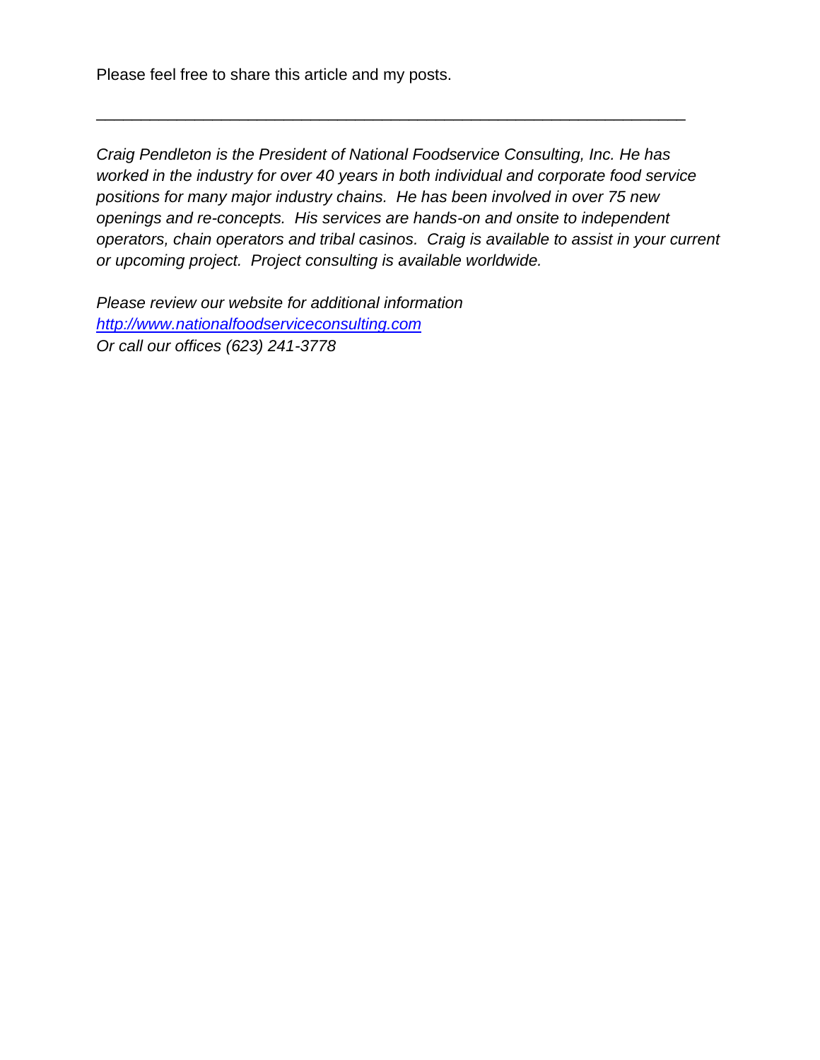Please feel free to share this article and my posts.

---

*Craig Pendleton is the President of National Foodservice Consulting, Inc. He has worked in the industry for over 40 years in both individual and corporate food service positions for many major industry chains. He has been involved in over 75 new openings and re-concepts. His services are hands-on and onsite to independent operators, chain operators and tribal casinos. Craig is available to assist in your current or upcoming project. Project consulting is available worldwide.*

*Please review our website for additional information*
*[http://www.nationalfoodserviceconsulting.com](http://www.nationalfoodserviceconsulting.com)*
*Or call our offices (623) 241-3778*